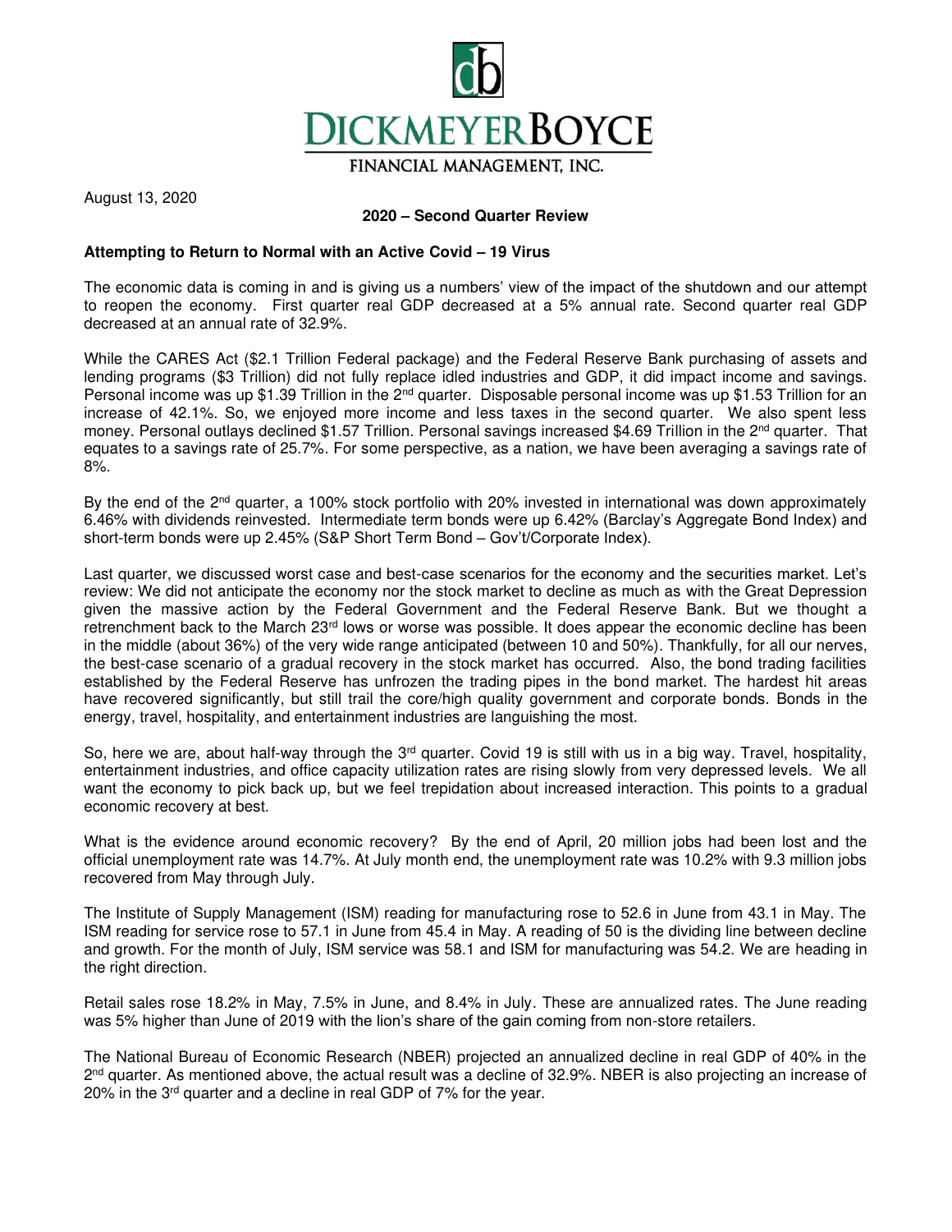DICKMEYER BOYCE

FINANCIAL MANAGEMENT, INC.

August 13, 2020

## 2020 – Second Quarter Review

### Attempting to Return to Normal with an Active Covid – 19 Virus

The economic data is coming in and is giving us a numbers' view of the impact of the shutdown and our attempt to reopen the economy. First quarter real GDP decreased at a 5% annual rate. Second quarter real GDP decreased at an annual rate of 32.9%.

While the CARES Act ($2.1 Trillion Federal package) and the Federal Reserve Bank purchasing of assets and lending programs ($3 Trillion) did not fully replace idled industries and GDP, it did impact income and savings. Personal income was up $1.39 Trillion in the 2nd quarter. Disposable personal income was up $1.53 Trillion for an increase of 42.1%. So, we enjoyed more income and less taxes in the second quarter. We also spent less money. Personal outlays declined $1.57 Trillion. Personal savings increased $4.69 Trillion in the 2nd quarter. That equates to a savings rate of 25.7%. For some perspective, as a nation, we have been averaging a savings rate of 8%.

By the end of the 2nd quarter, a 100% stock portfolio with 20% invested in international was down approximately 6.46% with dividends reinvested. Intermediate term bonds were up 6.42% (Barclay's Aggregate Bond Index) and short-term bonds were up 2.45% (S&P Short Term Bond – Gov't/Corporate Index).

Last quarter, we discussed worst case and best-case scenarios for the economy and the securities market. Let's review: We did not anticipate the economy nor the stock market to decline as much as with the Great Depression given the massive action by the Federal Government and the Federal Reserve Bank. But we thought a retrenchment back to the March 23rd lows or worse was possible. It does appear the economic decline has been in the middle (about 36%) of the very wide range anticipated (between 10 and 50%). Thankfully, for all our nerves, the best-case scenario of a gradual recovery in the stock market has occurred. Also, the bond trading facilities established by the Federal Reserve has unfrozen the trading pipes in the bond market. The hardest hit areas have recovered significantly, but still trail the core/high quality government and corporate bonds. Bonds in the energy, travel, hospitality, and entertainment industries are languishing the most.

So, here we are, about half-way through the 3rd quarter. Covid 19 is still with us in a big way. Travel, hospitality, entertainment industries, and office capacity utilization rates are rising slowly from very depressed levels. We all want the economy to pick back up, but we feel trepidation about increased interaction. This points to a gradual economic recovery at best.

What is the evidence around economic recovery? By the end of April, 20 million jobs had been lost and the official unemployment rate was 14.7%. At July month end, the unemployment rate was 10.2% with 9.3 million jobs recovered from May through July.

The Institute of Supply Management (ISM) reading for manufacturing rose to 52.6 in June from 43.1 in May. The ISM reading for service rose to 57.1 in June from 45.4 in May. A reading of 50 is the dividing line between decline and growth. For the month of July, ISM service was 58.1 and ISM for manufacturing was 54.2. We are heading in the right direction.

Retail sales rose 18.2% in May, 7.5% in June, and 8.4% in July. These are annualized rates. The June reading was 5% higher than June of 2019 with the lion's share of the gain coming from non-store retailers.

The National Bureau of Economic Research (NBER) projected an annualized decline in real GDP of 40% in the 2nd quarter. As mentioned above, the actual result was a decline of 32.9%. NBER is also projecting an increase of 20% in the 3rd quarter and a decline in real GDP of 7% for the year.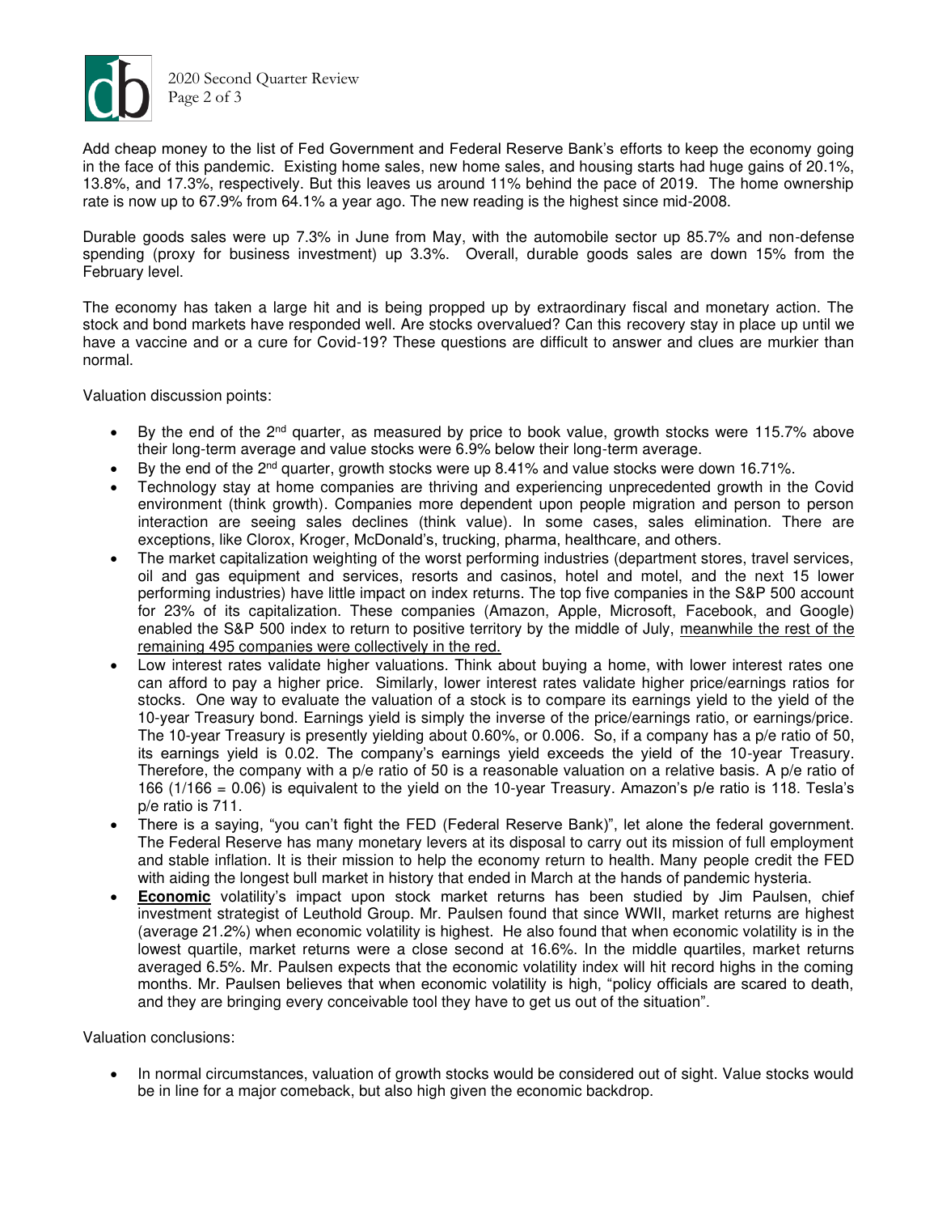Add cheap money to the list of Fed Government and Federal Reserve Bank's efforts to keep the economy going in the face of this pandemic. Existing home sales, new home sales, and housing starts had huge gains of 20.1%, 13.8%, and 17.3%, respectively. But this leaves us around 11% behind the pace of 2019. The home ownership rate is now up to 67.9% from 64.1% a year ago. The new reading is the highest since mid-2008.

Durable goods sales were up 7.3% in June from May, with the automobile sector up 85.7% and non-defense spending (proxy for business investment) up 3.3%. Overall, durable goods sales are down 15% from the February level.

The economy has taken a large hit and is being propped up by extraordinary fiscal and monetary action. The stock and bond markets have responded well. Are stocks overvalued? Can this recovery stay in place up until we have a vaccine and or a cure for Covid-19? These questions are difficult to answer and clues are murkier than normal.

Valuation discussion points:

- By the end of the 2nd quarter, as measured by price to book value, growth stocks were 115.7% above their long-term average and value stocks were 6.9% below their long-term average.
- By the end of the 2nd quarter, growth stocks were up 8.41% and value stocks were down 16.71%.
- Technology stay at home companies are thriving and experiencing unprecedented growth in the Covid environment (think growth). Companies more dependent upon people migration and person to person interaction are seeing sales declines (think value). In some cases, sales elimination. There are exceptions, like Clorox, Kroger, McDonald's, trucking, pharma, healthcare, and others.
- The market capitalization weighting of the worst performing industries (department stores, travel services, oil and gas equipment and services, resorts and casinos, hotel and motel, and the next 15 lower performing industries) have little impact on index returns. The top five companies in the S&P 500 account for 23% of its capitalization. These companies (Amazon, Apple, Microsoft, Facebook, and Google) enabled the S&P 500 index to return to positive territory by the middle of July, <u>meanwhile the rest of the remaining 495 companies were collectively in the red.</u>
- Low interest rates validate higher valuations. Think about buying a home, with lower interest rates one can afford to pay a higher price. Similarly, lower interest rates validate higher price/earnings ratios for stocks. One way to evaluate the valuation of a stock is to compare its earnings yield to the yield of the 10-year Treasury bond. Earnings yield is simply the inverse of the price/earnings ratio, or earnings/price. The 10-year Treasury is presently yielding about 0.60%, or 0.006. So, if a company has a p/e ratio of 50, its earnings yield is 0.02. The company's earnings yield exceeds the yield of the 10-year Treasury. Therefore, the company with a p/e ratio of 50 is a reasonable valuation on a relative basis. A p/e ratio of 166 ($1/166 = 0.06$) is equivalent to the yield on the 10-year Treasury. Amazon's p/e ratio is 118. Tesla's p/e ratio is 711.
- There is a saying, "you can't fight the FED (Federal Reserve Bank)", let alone the federal government. The Federal Reserve has many monetary levers at its disposal to carry out its mission of full employment and stable inflation. It is their mission to help the economy return to health. Many people credit the FED with aiding the longest bull market in history that ended in March at the hands of pandemic hysteria.
- **<u>Economic</u>** volatility's impact upon stock market returns has been studied by Jim Paulsen, chief investment strategist of Leuthold Group. Mr. Paulsen found that since WWII, market returns are highest (average 21.2%) when economic volatility is highest. He also found that when economic volatility is in the lowest quartile, market returns were a close second at 16.6%. In the middle quartiles, market returns averaged 6.5%. Mr. Paulsen expects that the economic volatility index will hit record highs in the coming months. Mr. Paulsen believes that when economic volatility is high, "policy officials are scared to death, and they are bringing every conceivable tool they have to get us out of the situation".

Valuation conclusions:

- In normal circumstances, valuation of growth stocks would be considered out of sight. Value stocks would be in line for a major comeback, but also high given the economic backdrop.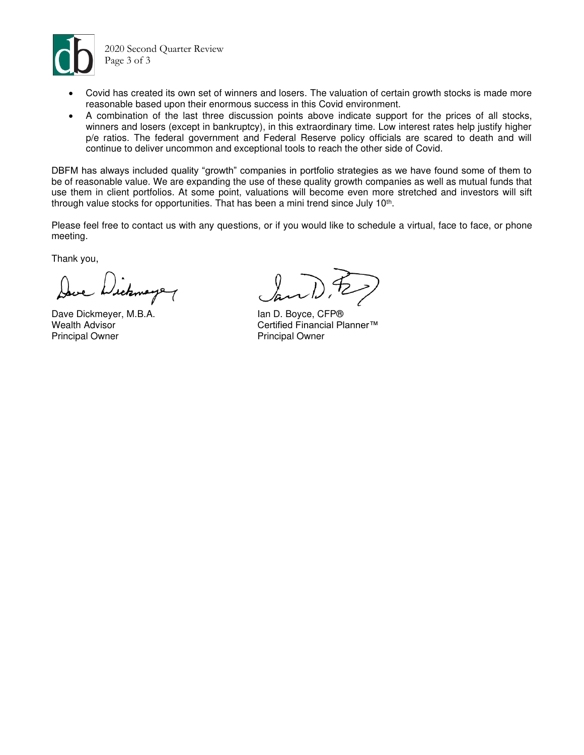- Covid has created its own set of winners and losers. The valuation of certain growth stocks is made more reasonable based upon their enormous success in this Covid environment.
- A combination of the last three discussion points above indicate support for the prices of all stocks, winners and losers (except in bankruptcy), in this extraordinary time. Low interest rates help justify higher p/e ratios. The federal government and Federal Reserve policy officials are scared to death and will continue to deliver uncommon and exceptional tools to reach the other side of Covid.

DBFM has always included quality "growth" companies in portfolio strategies as we have found some of them to be of reasonable value. We are expanding the use of these quality growth companies as well as mutual funds that use them in client portfolios. At some point, valuations will become even more stretched and investors will sift through value stocks for opportunities. That has been a mini trend since July 10th.

Please feel free to contact us with any questions, or if you would like to schedule a virtual, face to face, or phone meeting.

Thank you,

Dave Dickmeyer, M.B.A.
Wealth Advisor
Principal Owner

Ian D. Boyce, CFP®
Certified Financial Planner™
Principal Owner